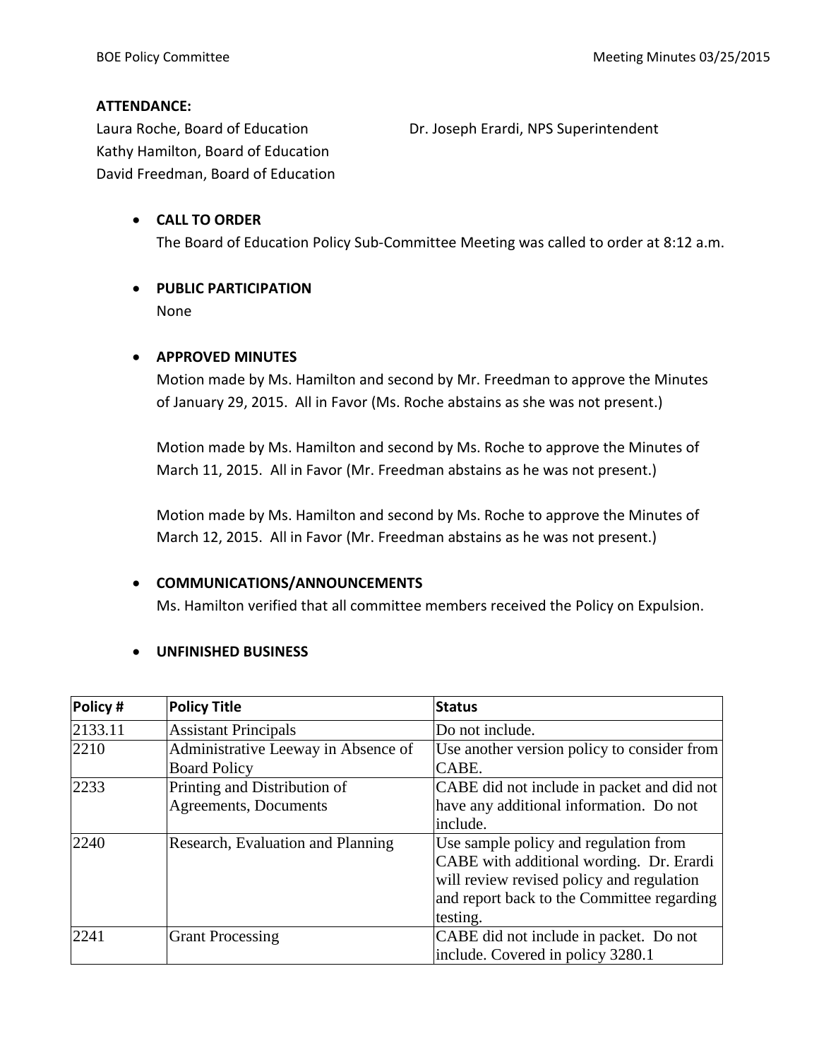**ATTENDANCE:**

Laura Roche, Board of Education
Kathy Hamilton, Board of Education
David Freedman, Board of Education

Dr. Joseph Erardi, NPS Superintendent

- **CALL TO ORDER**
  The Board of Education Policy Sub-Committee Meeting was called to order at 8:12 a.m.

- **PUBLIC PARTICIPATION**
  None

- **APPROVED MINUTES**
  Motion made by Ms. Hamilton and second by Mr. Freedman to approve the Minutes of January 29, 2015. All in Favor (Ms. Roche abstains as she was not present.)

  Motion made by Ms. Hamilton and second by Ms. Roche to approve the Minutes of March 11, 2015. All in Favor (Mr. Freedman abstains as he was not present.)

  Motion made by Ms. Hamilton and second by Ms. Roche to approve the Minutes of March 12, 2015. All in Favor (Mr. Freedman abstains as he was not present.)

- **COMMUNICATIONS/ANNOUNCEMENTS**
  Ms. Hamilton verified that all committee members received the Policy on Expulsion.

- **UNFINISHED BUSINESS**

| Policy # | Policy Title | Status |
|---|---|---|
| 2133.11 | Assistant Principals | Do not include. |
| 2210 | Administrative Leeway in Absence of Board Policy | Use another version policy to consider from CABE. |
| 2233 | Printing and Distribution of Agreements, Documents | CABE did not include in packet and did not have any additional information. Do not include. |
| 2240 | Research, Evaluation and Planning | Use sample policy and regulation from CABE with additional wording. Dr. Erardi will review revised policy and regulation and report back to the Committee regarding testing. |
| 2241 | Grant Processing | CABE did not include in packet. Do not include. Covered in policy 3280.1 |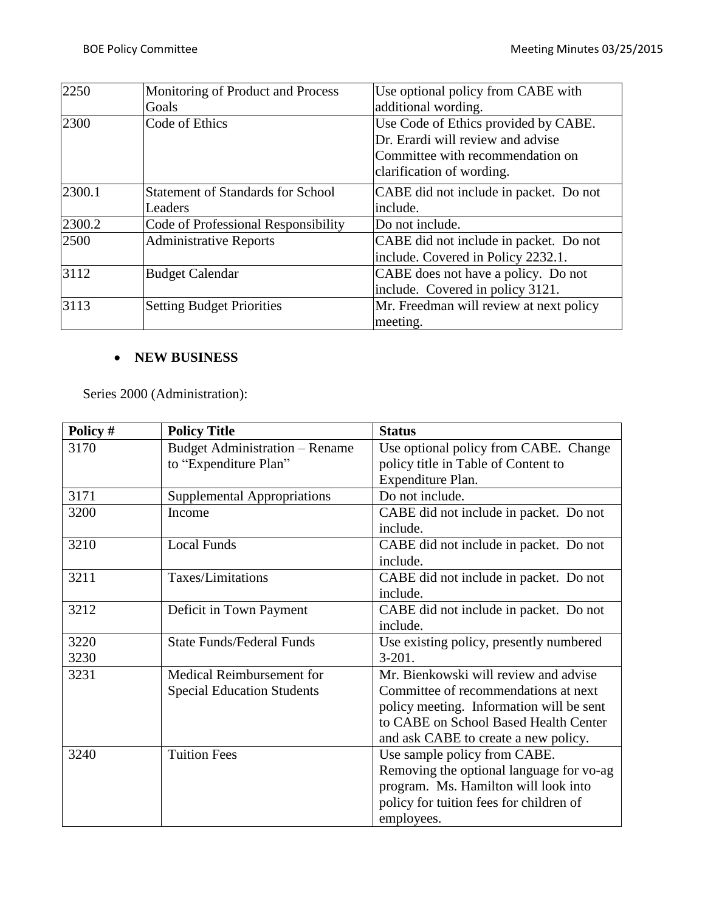| | | |
|---|---|---|
| 2250 | Monitoring of Product and Process Goals | Use optional policy from CABE with additional wording. |
| 2300 | Code of Ethics | Use Code of Ethics provided by CABE. Dr. Erardi will review and advise Committee with recommendation on clarification of wording. |
| 2300.1 | Statement of Standards for School Leaders | CABE did not include in packet. Do not include. |
| 2300.2 | Code of Professional Responsibility | Do not include. |
| 2500 | Administrative Reports | CABE did not include in packet. Do not include. Covered in Policy 2232.1. |
| 3112 | Budget Calendar | CABE does not have a policy. Do not include. Covered in policy 3121. |
| 3113 | Setting Budget Priorities | Mr. Freedman will review at next policy meeting. |

- **NEW BUSINESS**

Series 2000 (Administration):

| Policy # | Policy Title | Status |
|---|---|---|
| 3170 | Budget Administration – Rename to "Expenditure Plan" | Use optional policy from CABE. Change policy title in Table of Content to Expenditure Plan. |
| 3171 | Supplemental Appropriations | Do not include. |
| 3200 | Income | CABE did not include in packet. Do not include. |
| 3210 | Local Funds | CABE did not include in packet. Do not include. |
| 3211 | Taxes/Limitations | CABE did not include in packet. Do not include. |
| 3212 | Deficit in Town Payment | CABE did not include in packet. Do not include. |
| 3220<br>3230 | State Funds/Federal Funds | Use existing policy, presently numbered 3-201. |
| 3231 | Medical Reimbursement for Special Education Students | Mr. Bienkowski will review and advise Committee of recommendations at next policy meeting. Information will be sent to CABE on School Based Health Center and ask CABE to create a new policy. |
| 3240 | Tuition Fees | Use sample policy from CABE. Removing the optional language for vo-ag program. Ms. Hamilton will look into policy for tuition fees for children of employees. |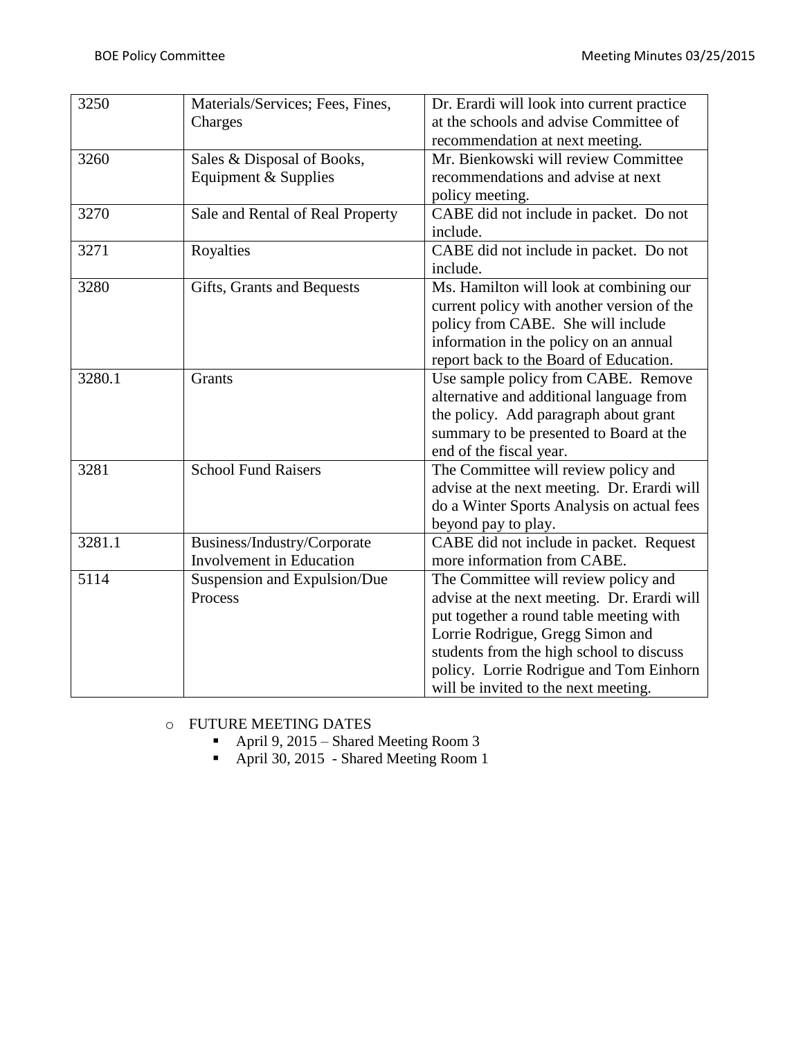| 3250 | Materials/Services; Fees, Fines, Charges | Dr. Erardi will look into current practice at the schools and advise Committee of recommendation at next meeting. |
|---|---|---|
| 3260 | Sales & Disposal of Books, Equipment & Supplies | Mr. Bienkowski will review Committee recommendations and advise at next policy meeting. |
| 3270 | Sale and Rental of Real Property | CABE did not include in packet. Do not include. |
| 3271 | Royalties | CABE did not include in packet. Do not include. |
| 3280 | Gifts, Grants and Bequests | Ms. Hamilton will look at combining our current policy with another version of the policy from CABE. She will include information in the policy on an annual report back to the Board of Education. |
| 3280.1 | Grants | Use sample policy from CABE. Remove alternative and additional language from the policy. Add paragraph about grant summary to be presented to Board at the end of the fiscal year. |
| 3281 | School Fund Raisers | The Committee will review policy and advise at the next meeting. Dr. Erardi will do a Winter Sports Analysis on actual fees beyond pay to play. |
| 3281.1 | Business/Industry/Corporate Involvement in Education | CABE did not include in packet. Request more information from CABE. |
| 5114 | Suspension and Expulsion/Due Process | The Committee will review policy and advise at the next meeting. Dr. Erardi will put together a round table meeting with Lorrie Rodrigue, Gregg Simon and students from the high school to discuss policy. Lorrie Rodrigue and Tom Einhorn will be invited to the next meeting. |

- FUTURE MEETING DATES
  - April 9, 2015 – Shared Meeting Room 3
  - April 30, 2015 - Shared Meeting Room 1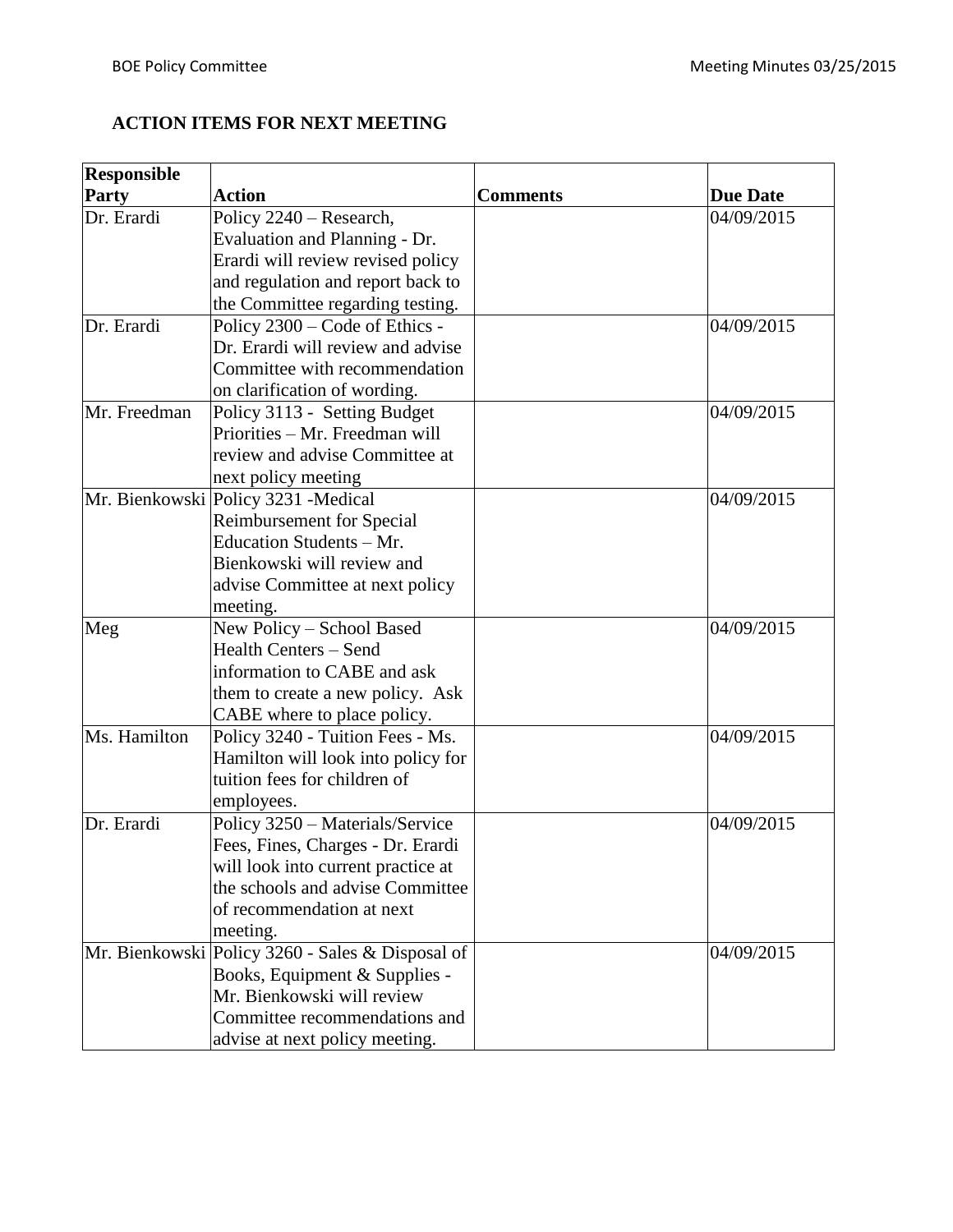## ACTION ITEMS FOR NEXT MEETING

| Responsible Party | Action | Comments | Due Date |
|---|---|---|---|
| Dr. Erardi | Policy 2240 – Research, Evaluation and Planning - Dr. Erardi will review revised policy and regulation and report back to the Committee regarding testing. | | 04/09/2015 |
| Dr. Erardi | Policy 2300 – Code of Ethics - Dr. Erardi will review and advise Committee with recommendation on clarification of wording. | | 04/09/2015 |
| Mr. Freedman | Policy 3113 - Setting Budget Priorities – Mr. Freedman will review and advise Committee at next policy meeting | | 04/09/2015 |
| Mr. Bienkowski | Policy 3231 -Medical Reimbursement for Special Education Students – Mr. Bienkowski will review and advise Committee at next policy meeting. | | 04/09/2015 |
| Meg | New Policy – School Based Health Centers – Send information to CABE and ask them to create a new policy. Ask CABE where to place policy. | | 04/09/2015 |
| Ms. Hamilton | Policy 3240 - Tuition Fees - Ms. Hamilton will look into policy for tuition fees for children of employees. | | 04/09/2015 |
| Dr. Erardi | Policy 3250 – Materials/Service Fees, Fines, Charges - Dr. Erardi will look into current practice at the schools and advise Committee of recommendation at next meeting. | | 04/09/2015 |
| Mr. Bienkowski | Policy 3260 - Sales & Disposal of Books, Equipment & Supplies - Mr. Bienkowski will review Committee recommendations and advise at next policy meeting. | | 04/09/2015 |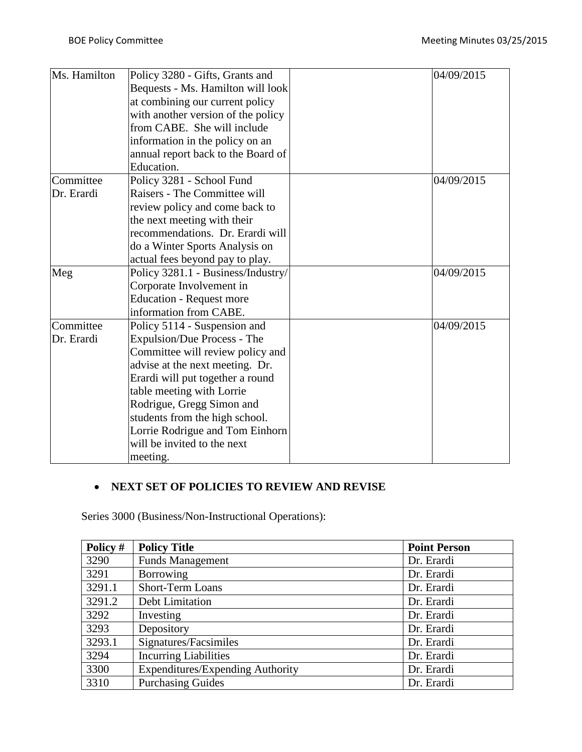| Ms. Hamilton | Policy 3280 - Gifts, Grants and Bequests - Ms. Hamilton will look at combining our current policy with another version of the policy from CABE. She will include information in the policy on an annual report back to the Board of Education. | | 04/09/2015 |
|---|---|---|---|
| Committee<br>Dr. Erardi | Policy 3281 - School Fund Raisers - The Committee will review policy and come back to the next meeting with their recommendations. Dr. Erardi will do a Winter Sports Analysis on actual fees beyond pay to play. | | 04/09/2015 |
| Meg | Policy 3281.1 - Business/Industry/ Corporate Involvement in Education - Request more information from CABE. | | 04/09/2015 |
| Committee<br>Dr. Erardi | Policy 5114 - Suspension and Expulsion/Due Process - The Committee will review policy and advise at the next meeting. Dr. Erardi will put together a round table meeting with Lorrie Rodrigue, Gregg Simon and students from the high school. Lorrie Rodrigue and Tom Einhorn will be invited to the next meeting. | | 04/09/2015 |

- **NEXT SET OF POLICIES TO REVIEW AND REVISE**

Series 3000 (Business/Non-Instructional Operations):

| Policy # | Policy Title | Point Person |
|---|---|---|
| 3290 | Funds Management | Dr. Erardi |
| 3291 | Borrowing | Dr. Erardi |
| 3291.1 | Short-Term Loans | Dr. Erardi |
| 3291.2 | Debt Limitation | Dr. Erardi |
| 3292 | Investing | Dr. Erardi |
| 3293 | Depository | Dr. Erardi |
| 3293.1 | Signatures/Facsimiles | Dr. Erardi |
| 3294 | Incurring Liabilities | Dr. Erardi |
| 3300 | Expenditures/Expending Authority | Dr. Erardi |
| 3310 | Purchasing Guides | Dr. Erardi |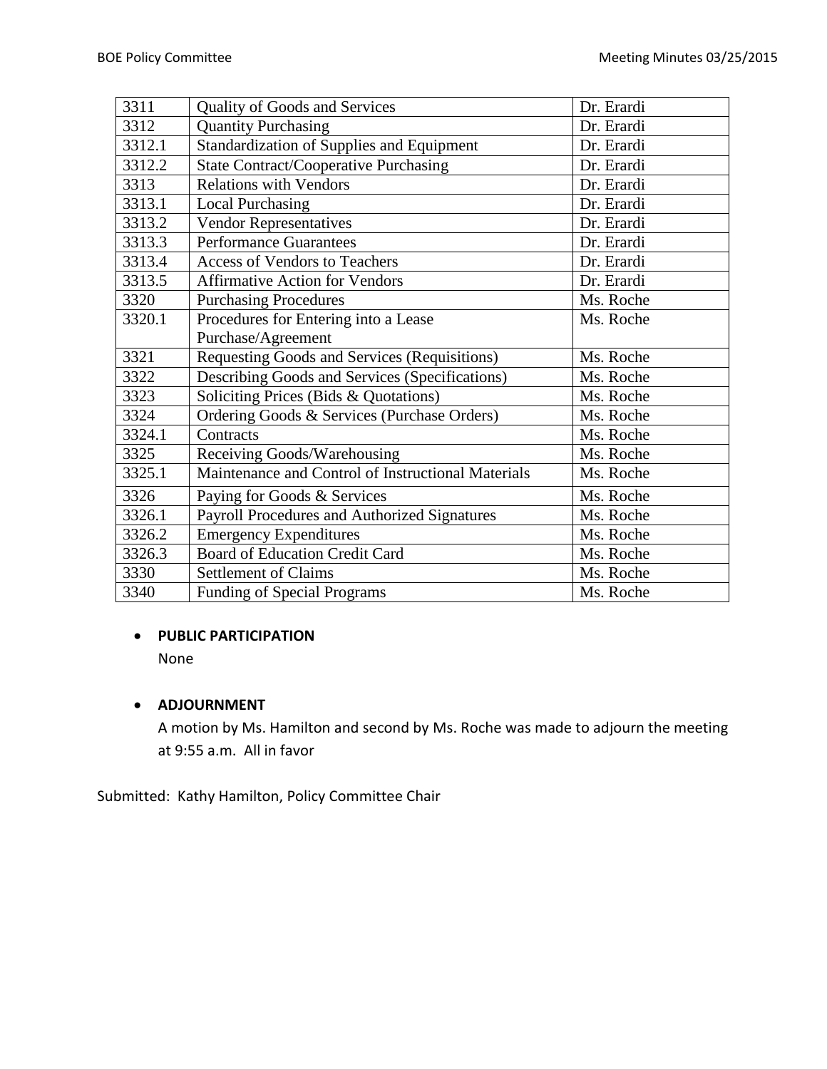| | | |
|---|---|---|
| 3311 | Quality of Goods and Services | Dr. Erardi |
| 3312 | Quantity Purchasing | Dr. Erardi |
| 3312.1 | Standardization of Supplies and Equipment | Dr. Erardi |
| 3312.2 | State Contract/Cooperative Purchasing | Dr. Erardi |
| 3313 | Relations with Vendors | Dr. Erardi |
| 3313.1 | Local Purchasing | Dr. Erardi |
| 3313.2 | Vendor Representatives | Dr. Erardi |
| 3313.3 | Performance Guarantees | Dr. Erardi |
| 3313.4 | Access of Vendors to Teachers | Dr. Erardi |
| 3313.5 | Affirmative Action for Vendors | Dr. Erardi |
| 3320 | Purchasing Procedures | Ms. Roche |
| 3320.1 | Procedures for Entering into a Lease Purchase/Agreement | Ms. Roche |
| 3321 | Requesting Goods and Services (Requisitions) | Ms. Roche |
| 3322 | Describing Goods and Services (Specifications) | Ms. Roche |
| 3323 | Soliciting Prices (Bids & Quotations) | Ms. Roche |
| 3324 | Ordering Goods & Services (Purchase Orders) | Ms. Roche |
| 3324.1 | Contracts | Ms. Roche |
| 3325 | Receiving Goods/Warehousing | Ms. Roche |
| 3325.1 | Maintenance and Control of Instructional Materials | Ms. Roche |
| 3326 | Paying for Goods & Services | Ms. Roche |
| 3326.1 | Payroll Procedures and Authorized Signatures | Ms. Roche |
| 3326.2 | Emergency Expenditures | Ms. Roche |
| 3326.3 | Board of Education Credit Card | Ms. Roche |
| 3330 | Settlement of Claims | Ms. Roche |
| 3340 | Funding of Special Programs | Ms. Roche |

- **PUBLIC PARTICIPATION**

  None

- **ADJOURNMENT**

  A motion by Ms. Hamilton and second by Ms. Roche was made to adjourn the meeting at 9:55 a.m. All in favor

Submitted: Kathy Hamilton, Policy Committee Chair